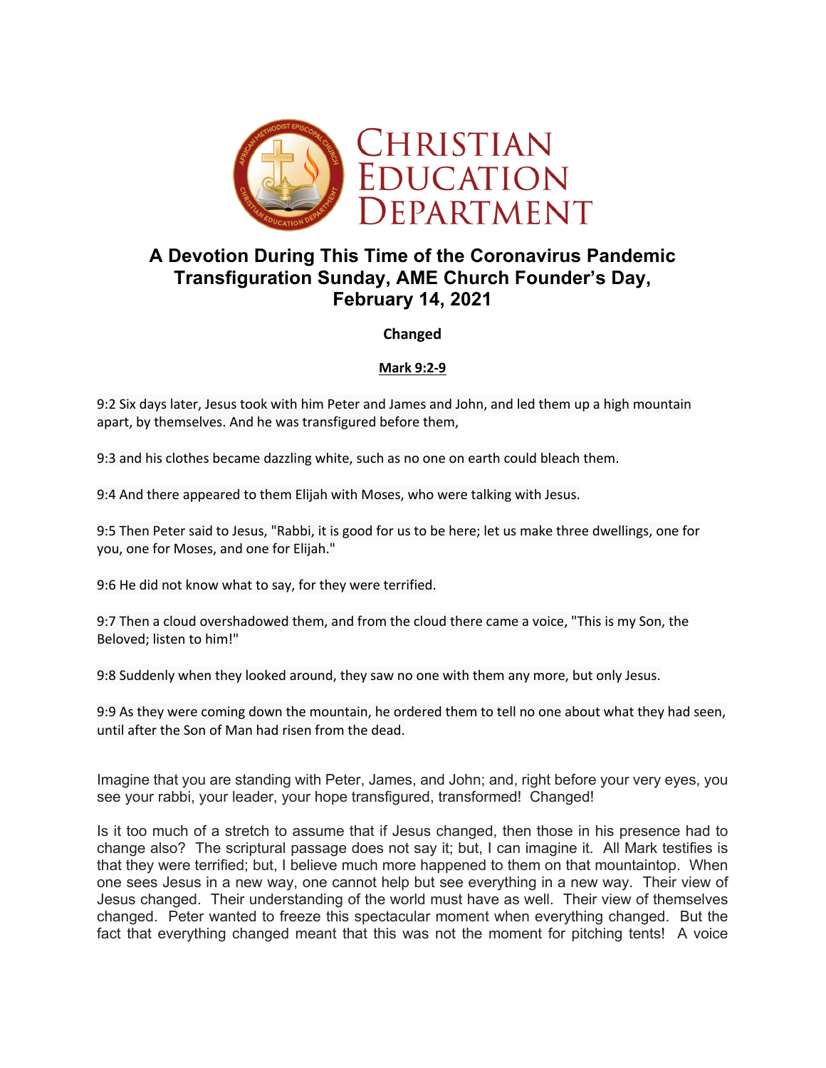# A Devotion During This Time of the Coronavirus Pandemic
# Transfiguration Sunday, AME Church Founder's Day, February 14, 2021

**Changed**

**Mark 9:2-9**

9:2 Six days later, Jesus took with him Peter and James and John, and led them up a high mountain apart, by themselves. And he was transfigured before them,

9:3 and his clothes became dazzling white, such as no one on earth could bleach them.

9:4 And there appeared to them Elijah with Moses, who were talking with Jesus.

9:5 Then Peter said to Jesus, "Rabbi, it is good for us to be here; let us make three dwellings, one for you, one for Moses, and one for Elijah."

9:6 He did not know what to say, for they were terrified.

9:7 Then a cloud overshadowed them, and from the cloud there came a voice, "This is my Son, the Beloved; listen to him!"

9:8 Suddenly when they looked around, they saw no one with them any more, but only Jesus.

9:9 As they were coming down the mountain, he ordered them to tell no one about what they had seen, until after the Son of Man had risen from the dead.

Imagine that you are standing with Peter, James, and John; and, right before your very eyes, you see your rabbi, your leader, your hope transfigured, transformed! Changed!

Is it too much of a stretch to assume that if Jesus changed, then those in his presence had to change also? The scriptural passage does not say it; but, I can imagine it. All Mark testifies is that they were terrified; but, I believe much more happened to them on that mountaintop. When one sees Jesus in a new way, one cannot help but see everything in a new way. Their view of Jesus changed. Their understanding of the world must have as well. Their view of themselves changed. Peter wanted to freeze this spectacular moment when everything changed. But the fact that everything changed meant that this was not the moment for pitching tents! A voice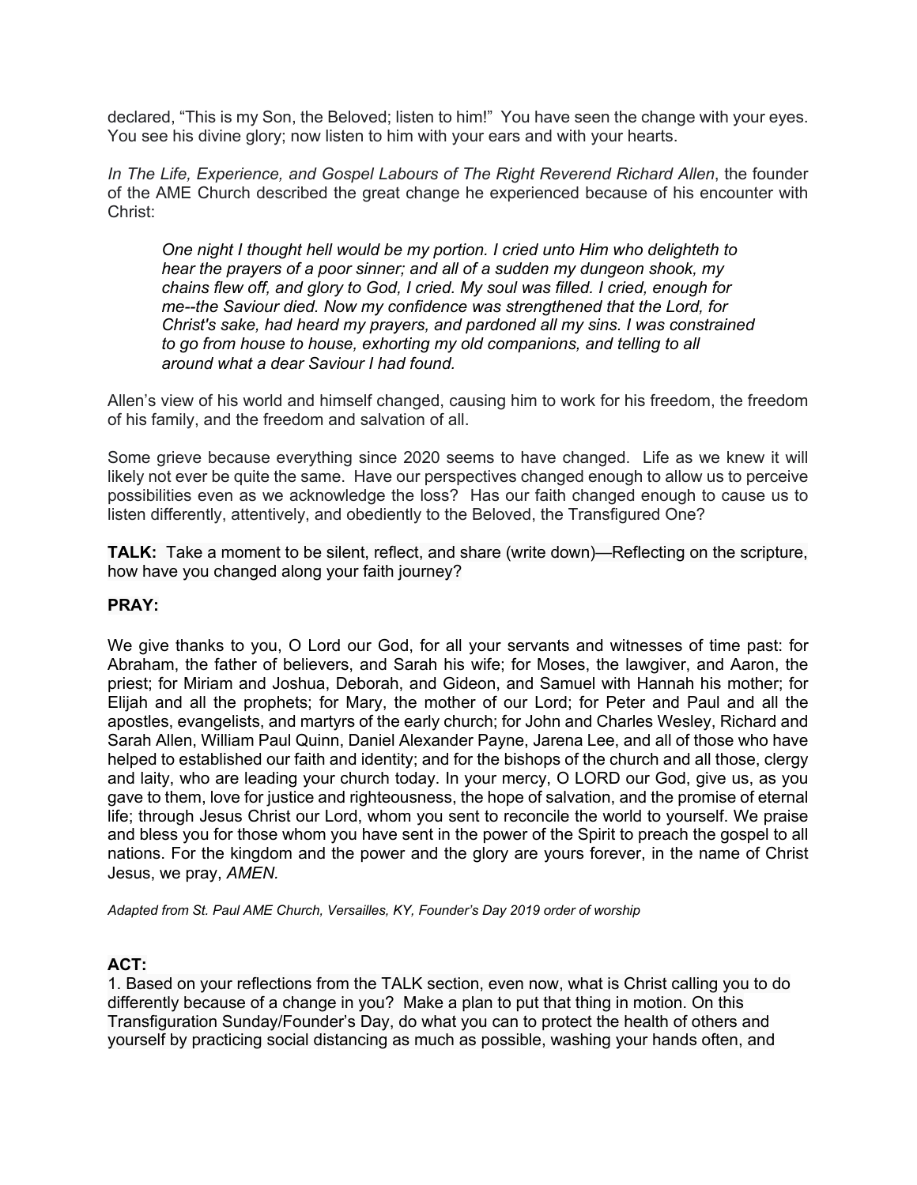declared, "This is my Son, the Beloved; listen to him!" You have seen the change with your eyes. You see his divine glory; now listen to him with your ears and with your hearts.

*In The Life, Experience, and Gospel Labours of The Right Reverend Richard Allen*, the founder of the AME Church described the great change he experienced because of his encounter with Christ:

> *One night I thought hell would be my portion. I cried unto Him who delighteth to hear the prayers of a poor sinner; and all of a sudden my dungeon shook, my chains flew off, and glory to God, I cried. My soul was filled. I cried, enough for me--the Saviour died. Now my confidence was strengthened that the Lord, for Christ's sake, had heard my prayers, and pardoned all my sins. I was constrained to go from house to house, exhorting my old companions, and telling to all around what a dear Saviour I had found.*

Allen's view of his world and himself changed, causing him to work for his freedom, the freedom of his family, and the freedom and salvation of all.

Some grieve because everything since 2020 seems to have changed. Life as we knew it will likely not ever be quite the same. Have our perspectives changed enough to allow us to perceive possibilities even as we acknowledge the loss? Has our faith changed enough to cause us to listen differently, attentively, and obediently to the Beloved, the Transfigured One?

**TALK:** Take a moment to be silent, reflect, and share (write down)—Reflecting on the scripture, how have you changed along your faith journey?

**PRAY:**

We give thanks to you, O Lord our God, for all your servants and witnesses of time past: for Abraham, the father of believers, and Sarah his wife; for Moses, the lawgiver, and Aaron, the priest; for Miriam and Joshua, Deborah, and Gideon, and Samuel with Hannah his mother; for Elijah and all the prophets; for Mary, the mother of our Lord; for Peter and Paul and all the apostles, evangelists, and martyrs of the early church; for John and Charles Wesley, Richard and Sarah Allen, William Paul Quinn, Daniel Alexander Payne, Jarena Lee, and all of those who have helped to established our faith and identity; and for the bishops of the church and all those, clergy and laity, who are leading your church today. In your mercy, O LORD our God, give us, as you gave to them, love for justice and righteousness, the hope of salvation, and the promise of eternal life; through Jesus Christ our Lord, whom you sent to reconcile the world to yourself. We praise and bless you for those whom you have sent in the power of the Spirit to preach the gospel to all nations. For the kingdom and the power and the glory are yours forever, in the name of Christ Jesus, we pray, *AMEN.*

*Adapted from St. Paul AME Church, Versailles, KY, Founder's Day 2019 order of worship*

**ACT:**

1. Based on your reflections from the TALK section, even now, what is Christ calling you to do differently because of a change in you? Make a plan to put that thing in motion. On this Transfiguration Sunday/Founder's Day, do what you can to protect the health of others and yourself by practicing social distancing as much as possible, washing your hands often, and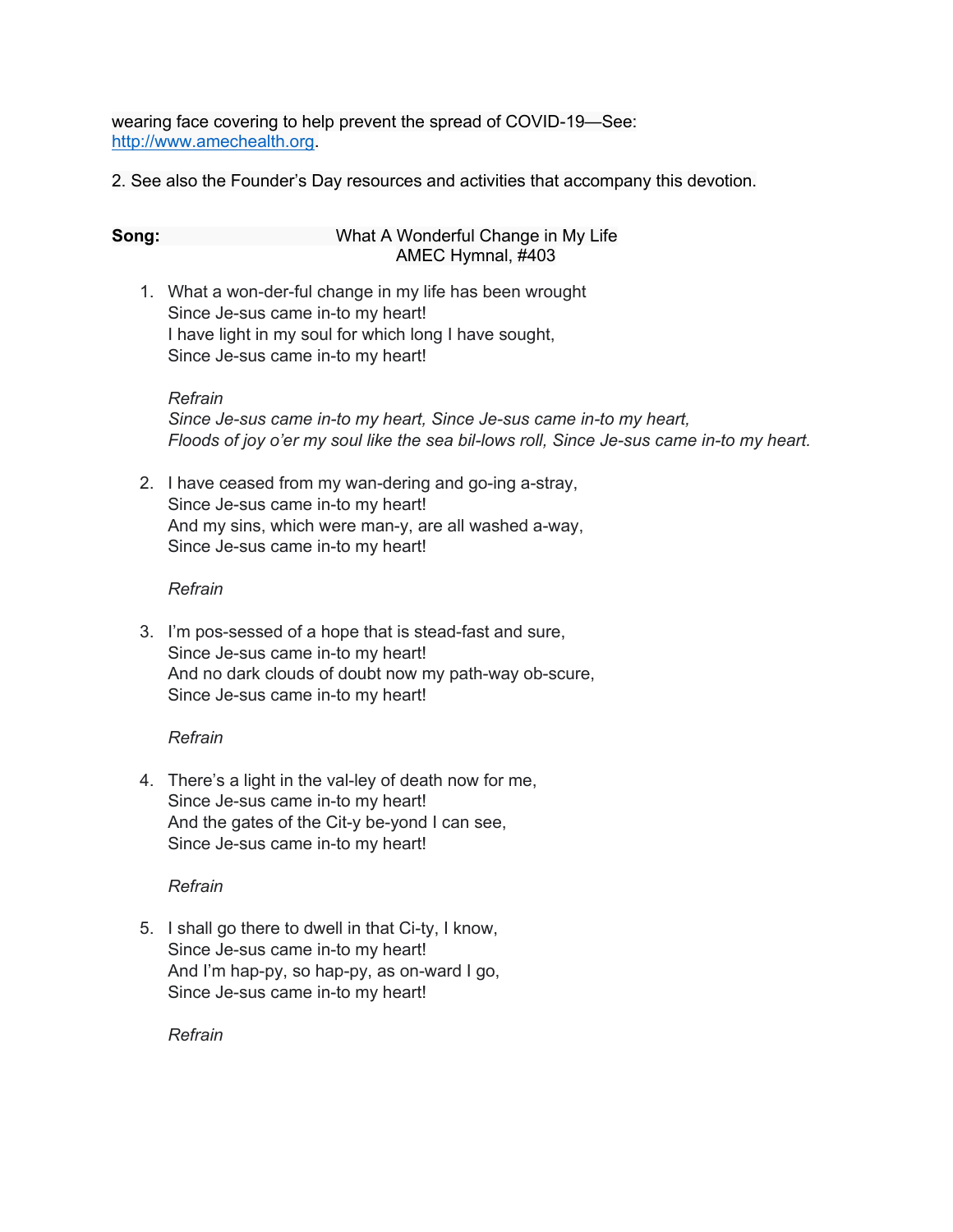wearing face covering to help prevent the spread of COVID-19—See: http://www.amechealth.org.

2. See also the Founder's Day resources and activities that accompany this devotion.

**Song:** What A Wonderful Change in My Life
AMEC Hymnal, #403

1. What a won-der-ful change in my life has been wrought
   Since Je-sus came in-to my heart!
   I have light in my soul for which long I have sought,
   Since Je-sus came in-to my heart!

   *Refrain*
   *Since Je-sus came in-to my heart, Since Je-sus came in-to my heart,*
   *Floods of joy o'er my soul like the sea bil-lows roll, Since Je-sus came in-to my heart.*

2. I have ceased from my wan-dering and go-ing a-stray,
   Since Je-sus came in-to my heart!
   And my sins, which were man-y, are all washed a-way,
   Since Je-sus came in-to my heart!

   *Refrain*

3. I'm pos-sessed of a hope that is stead-fast and sure,
   Since Je-sus came in-to my heart!
   And no dark clouds of doubt now my path-way ob-scure,
   Since Je-sus came in-to my heart!

   *Refrain*

4. There's a light in the val-ley of death now for me,
   Since Je-sus came in-to my heart!
   And the gates of the Cit-y be-yond I can see,
   Since Je-sus came in-to my heart!

   *Refrain*

5. I shall go there to dwell in that Ci-ty, I know,
   Since Je-sus came in-to my heart!
   And I'm hap-py, so hap-py, as on-ward I go,
   Since Je-sus came in-to my heart!

   *Refrain*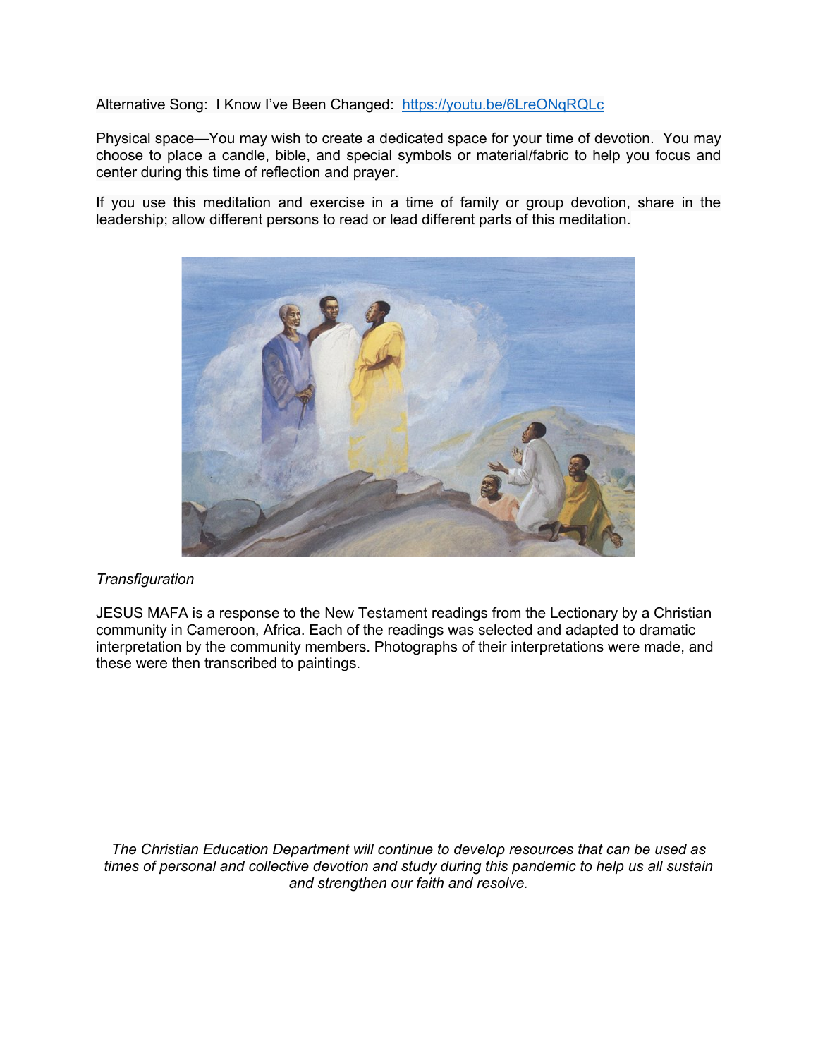Alternative Song: I Know I've Been Changed: https://youtu.be/6LreONqRQLc

Physical space—You may wish to create a dedicated space for your time of devotion. You may choose to place a candle, bible, and special symbols or material/fabric to help you focus and center during this time of reflection and prayer.

If you use this meditation and exercise in a time of family or group devotion, share in the leadership; allow different persons to read or lead different parts of this meditation.

*Transfiguration*

JESUS MAFA is a response to the New Testament readings from the Lectionary by a Christian community in Cameroon, Africa. Each of the readings was selected and adapted to dramatic interpretation by the community members. Photographs of their interpretations were made, and these were then transcribed to paintings.

*The Christian Education Department will continue to develop resources that can be used as times of personal and collective devotion and study during this pandemic to help us all sustain and strengthen our faith and resolve.*